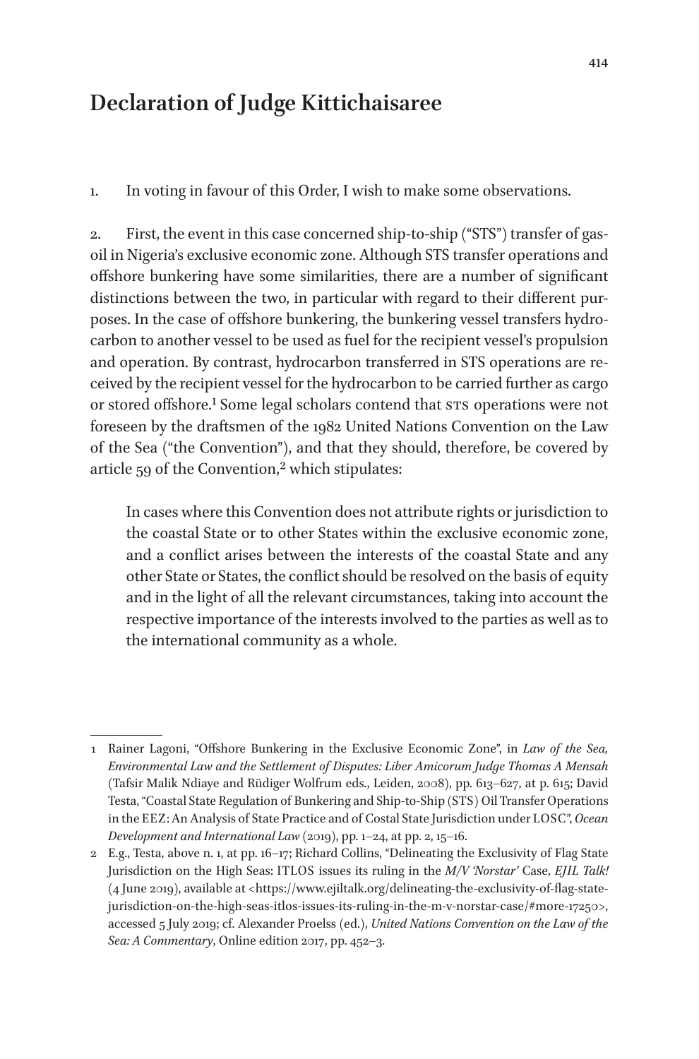# Declaration of Judge Kittichaisaree

1. In voting in favour of this Order, I wish to make some observations.

2. First, the event in this case concerned ship-to-ship ("STS") transfer of gas-oil in Nigeria's exclusive economic zone. Although STS transfer operations and offshore bunkering have some similarities, there are a number of significant distinctions between the two, in particular with regard to their different purposes. In the case of offshore bunkering, the bunkering vessel transfers hydrocarbon to another vessel to be used as fuel for the recipient vessel's propulsion and operation. By contrast, hydrocarbon transferred in STS operations are received by the recipient vessel for the hydrocarbon to be carried further as cargo or stored offshore.[1] Some legal scholars contend that STS operations were not foreseen by the draftsmen of the 1982 United Nations Convention on the Law of the Sea ("the Convention"), and that they should, therefore, be covered by article 59 of the Convention,[2] which stipulates:

> In cases where this Convention does not attribute rights or jurisdiction to the coastal State or to other States within the exclusive economic zone, and a conflict arises between the interests of the coastal State and any other State or States, the conflict should be resolved on the basis of equity and in the light of all the relevant circumstances, taking into account the respective importance of the interests involved to the parties as well as to the international community as a whole.

---

1 Rainer Lagoni, "Offshore Bunkering in the Exclusive Economic Zone", in *Law of the Sea, Environmental Law and the Settlement of Disputes: Liber Amicorum Judge Thomas A Mensah* (Tafsir Malik Ndiaye and Rüdiger Wolfrum eds., Leiden, 2008), pp. 613–627, at p. 615; David Testa, "Coastal State Regulation of Bunkering and Ship-to-Ship (STS) Oil Transfer Operations in the EEZ: An Analysis of State Practice and of Costal State Jurisdiction under LOSC", *Ocean Development and International Law* (2019), pp. 1–24, at pp. 2, 15–16.

2 E.g., Testa, above n. 1, at pp. 16–17; Richard Collins, "Delineating the Exclusivity of Flag State Jurisdiction on the High Seas: ITLOS issues its ruling in the *M/V 'Norstar'* Case, *EJIL Talk!* (4 June 2019), available at <https://www.ejiltalk.org/delineating-the-exclusivity-of-flag-state-jurisdiction-on-the-high-seas-itlos-issues-its-ruling-in-the-m-v-norstar-case/#more-17250>, accessed 5 July 2019; cf. Alexander Proelss (ed.), *United Nations Convention on the Law of the Sea: A Commentary*, Online edition 2017, pp. 452–3.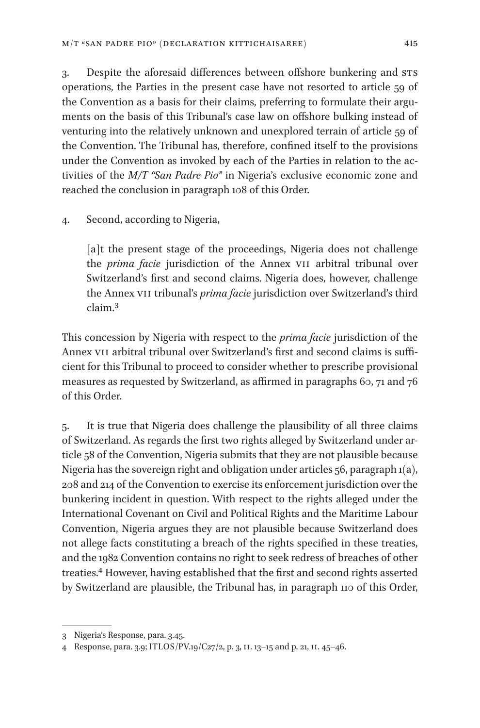3. Despite the aforesaid differences between offshore bunkering and STS operations, the Parties in the present case have not resorted to article 59 of the Convention as a basis for their claims, preferring to formulate their arguments on the basis of this Tribunal's case law on offshore bulking instead of venturing into the relatively unknown and unexplored terrain of article 59 of the Convention. The Tribunal has, therefore, confined itself to the provisions under the Convention as invoked by each of the Parties in relation to the activities of the *M/T "San Padre Pio"* in Nigeria's exclusive economic zone and reached the conclusion in paragraph 108 of this Order.

4. Second, according to Nigeria,

> [a]t the present stage of the proceedings, Nigeria does not challenge the *prima facie* jurisdiction of the Annex VII arbitral tribunal over Switzerland's first and second claims. Nigeria does, however, challenge the Annex VII tribunal's *prima facie* jurisdiction over Switzerland's third claim.[3]

This concession by Nigeria with respect to the *prima facie* jurisdiction of the Annex VII arbitral tribunal over Switzerland's first and second claims is sufficient for this Tribunal to proceed to consider whether to prescribe provisional measures as requested by Switzerland, as affirmed in paragraphs 60, 71 and 76 of this Order.

5. It is true that Nigeria does challenge the plausibility of all three claims of Switzerland. As regards the first two rights alleged by Switzerland under article 58 of the Convention, Nigeria submits that they are not plausible because Nigeria has the sovereign right and obligation under articles 56, paragraph 1(a), 208 and 214 of the Convention to exercise its enforcement jurisdiction over the bunkering incident in question. With respect to the rights alleged under the International Covenant on Civil and Political Rights and the Maritime Labour Convention, Nigeria argues they are not plausible because Switzerland does not allege facts constituting a breach of the rights specified in these treaties, and the 1982 Convention contains no right to seek redress of breaches of other treaties.[4] However, having established that the first and second rights asserted by Switzerland are plausible, the Tribunal has, in paragraph 110 of this Order,

---

3 Nigeria's Response, para. 3.45.

4 Response, para. 3.9; ITLOS/PV.19/C27/2, p. 3, II. 13–15 and p. 21, II. 45–46.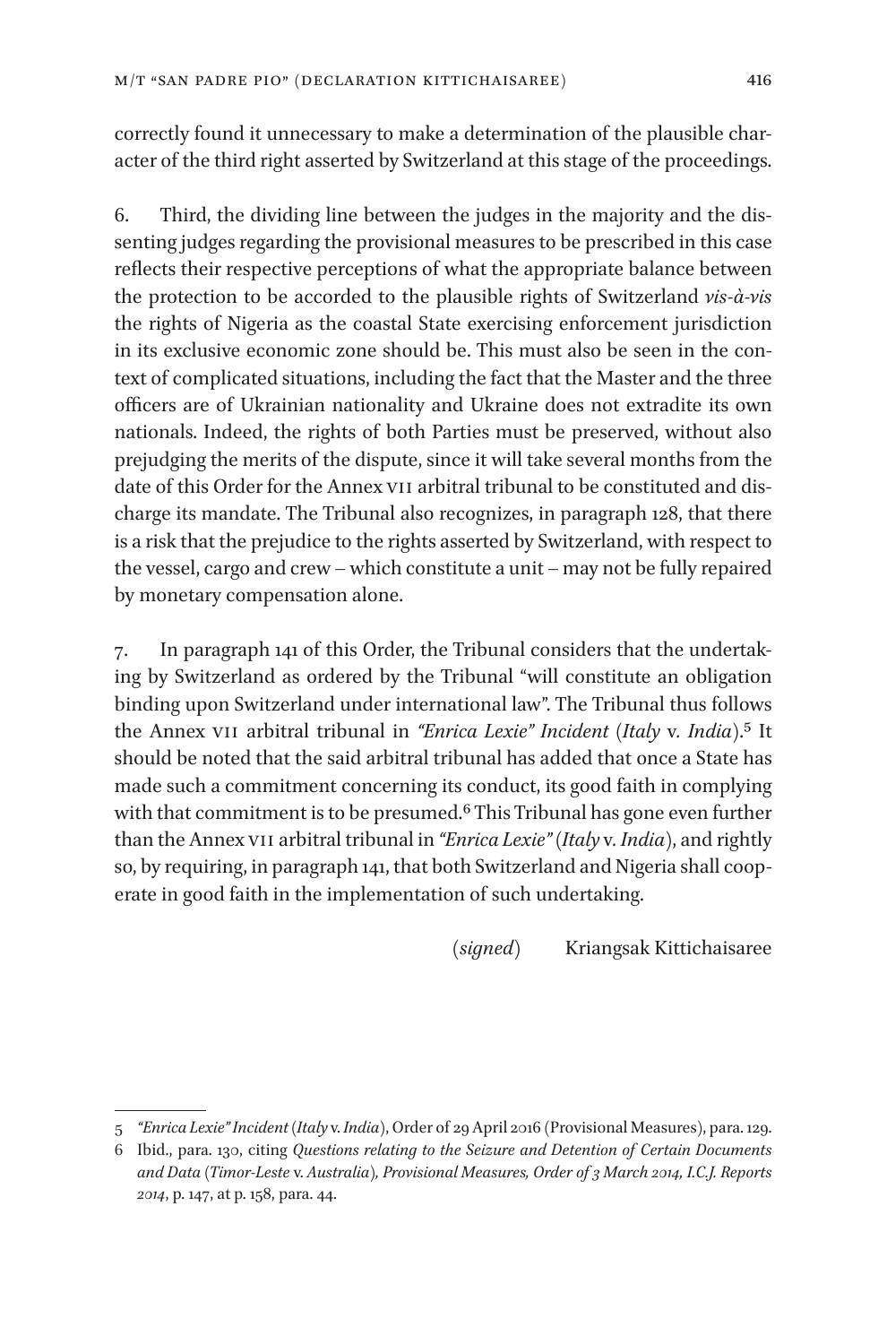correctly found it unnecessary to make a determination of the plausible character of the third right asserted by Switzerland at this stage of the proceedings.

6. Third, the dividing line between the judges in the majority and the dissenting judges regarding the provisional measures to be prescribed in this case reflects their respective perceptions of what the appropriate balance between the protection to be accorded to the plausible rights of Switzerland *vis-à-vis* the rights of Nigeria as the coastal State exercising enforcement jurisdiction in its exclusive economic zone should be. This must also be seen in the context of complicated situations, including the fact that the Master and the three officers are of Ukrainian nationality and Ukraine does not extradite its own nationals. Indeed, the rights of both Parties must be preserved, without also prejudging the merits of the dispute, since it will take several months from the date of this Order for the Annex VII arbitral tribunal to be constituted and discharge its mandate. The Tribunal also recognizes, in paragraph 128, that there is a risk that the prejudice to the rights asserted by Switzerland, with respect to the vessel, cargo and crew – which constitute a unit – may not be fully repaired by monetary compensation alone.

7. In paragraph 141 of this Order, the Tribunal considers that the undertaking by Switzerland as ordered by the Tribunal "will constitute an obligation binding upon Switzerland under international law". The Tribunal thus follows the Annex VII arbitral tribunal in *"Enrica Lexie" Incident* (*Italy* v. *India*).[5] It should be noted that the said arbitral tribunal has added that once a State has made such a commitment concerning its conduct, its good faith in complying with that commitment is to be presumed.[6] This Tribunal has gone even further than the Annex VII arbitral tribunal in *"Enrica Lexie"* (*Italy* v. *India*), and rightly so, by requiring, in paragraph 141, that both Switzerland and Nigeria shall cooperate in good faith in the implementation of such undertaking.

(*signed*) Kriangsak Kittichaisaree

---

5 *"Enrica Lexie" Incident* (*Italy* v. *India*), Order of 29 April 2016 (Provisional Measures), para. 129.

6 Ibid., para. 130, citing *Questions relating to the Seizure and Detention of Certain Documents and Data* (*Timor-Leste* v. *Australia*), *Provisional Measures, Order of 3 March 2014, I.C.J. Reports 2014*, p. 147, at p. 158, para. 44.